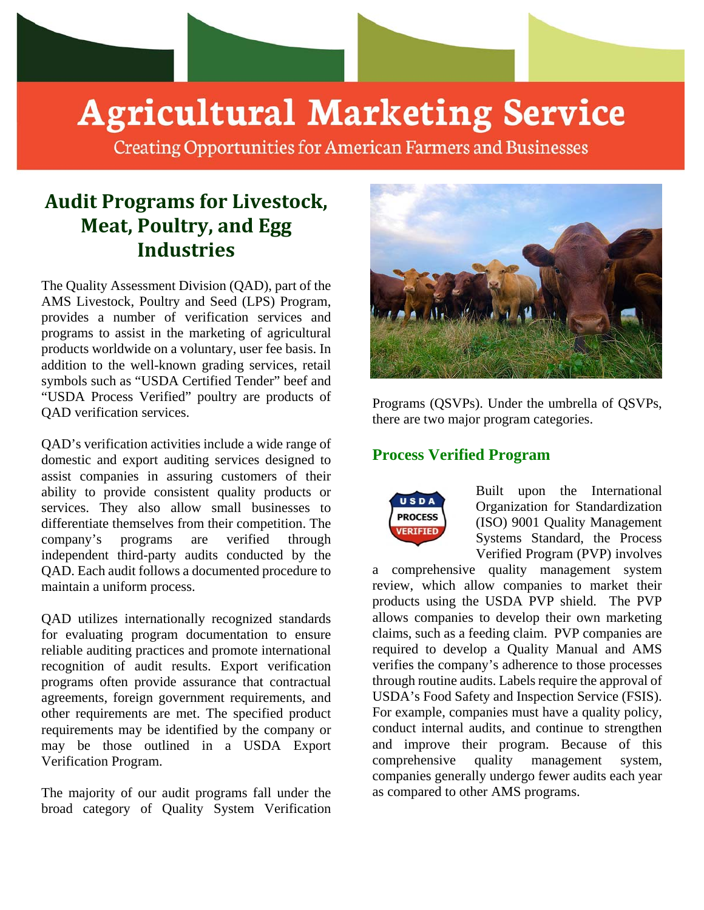# Agricultural Marketing Service

Creating Opportunities for American Farmers and Businesses

## Audit Programs for Livestock, Meat, Poultry, and Egg Industries

The Quality Assessment Division (QAD), part of the AMS Livestock, Poultry and Seed (LPS) Program, provides a number of verification services and programs to assist in the marketing of agricultural products worldwide on a voluntary, user fee basis. In addition to the well-known grading services, retail symbols such as "USDA Certified Tender" beef and "USDA Process Verified" poultry are products of QAD verification services.

QAD's verification activities include a wide range of domestic and export auditing services designed to assist companies in assuring customers of their ability to provide consistent quality products or services. They also allow small businesses to differentiate themselves from their competition. The company's programs are verified through independent third-party audits conducted by the QAD. Each audit follows a documented procedure to maintain a uniform process.

QAD utilizes internationally recognized standards for evaluating program documentation to ensure reliable auditing practices and promote international recognition of audit results. Export verification programs often provide assurance that contractual agreements, foreign government requirements, and other requirements are met. The specified product requirements may be identified by the company or may be those outlined in a USDA Export Verification Program.

The majority of our audit programs fall under the broad category of Quality System Verification Programs (QSVPs). Under the umbrella of QSVPs, there are two major program categories.

### Process Verified Program

Built upon the International Organization for Standardization (ISO) 9001 Quality Management Systems Standard, the Process Verified Program (PVP) involves a comprehensive quality management system review, which allow companies to market their products using the USDA PVP shield. The PVP allows companies to develop their own marketing claims, such as a feeding claim. PVP companies are required to develop a Quality Manual and AMS verifies the company's adherence to those processes through routine audits. Labels require the approval of USDA's Food Safety and Inspection Service (FSIS). For example, companies must have a quality policy, conduct internal audits, and continue to strengthen and improve their program. Because of this comprehensive quality management system, companies generally undergo fewer audits each year as compared to other AMS programs.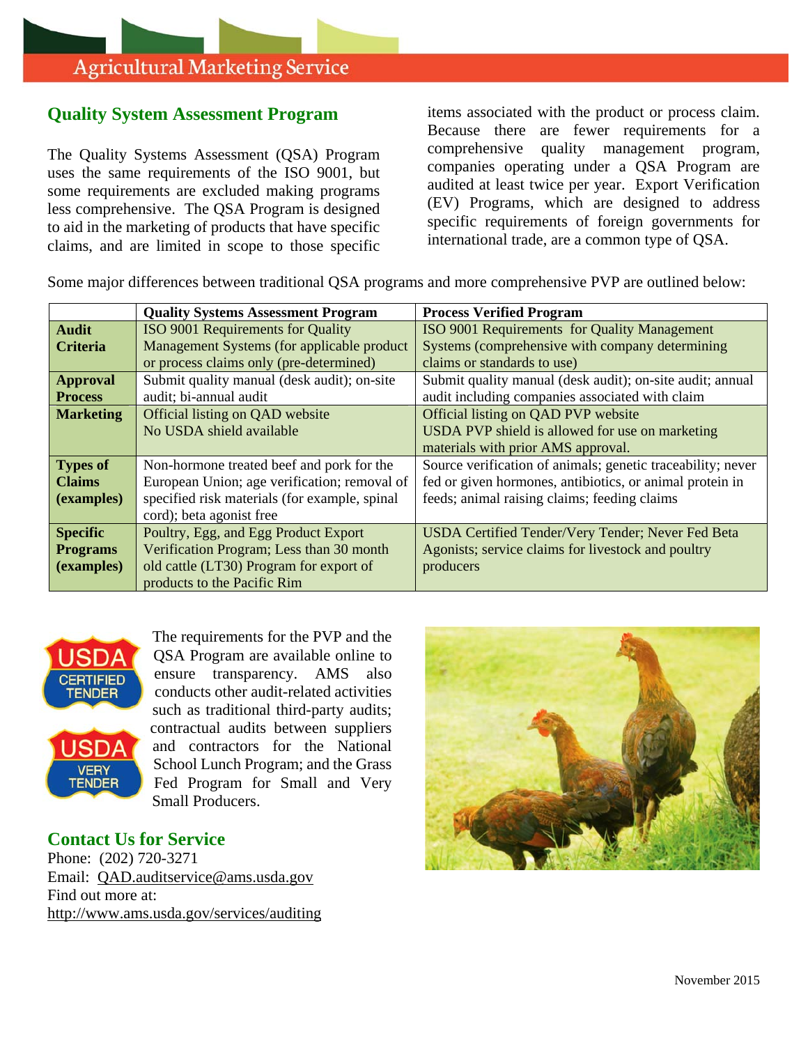## Quality System Assessment Program

The Quality Systems Assessment (QSA) Program uses the same requirements of the ISO 9001, but some requirements are excluded making programs less comprehensive. The QSA Program is designed to aid in the marketing of products that have specific claims, and are limited in scope to those specific items associated with the product or process claim. Because there are fewer requirements for a comprehensive quality management program, companies operating under a QSA Program are audited at least twice per year. Export Verification (EV) Programs, which are designed to address specific requirements of foreign governments for international trade, are a common type of QSA.

Some major differences between traditional QSA programs and more comprehensive PVP are outlined below:

| | Quality Systems Assessment Program | Process Verified Program |
|---|---|---|
| **Audit Criteria** | ISO 9001 Requirements for Quality Management Systems (for applicable product or process claims only (pre-determined) | ISO 9001 Requirements for Quality Management Systems (comprehensive with company determining claims or standards to use) |
| **Approval Process** | Submit quality manual (desk audit); on-site audit; bi-annual audit | Submit quality manual (desk audit); on-site audit; annual audit including companies associated with claim |
| **Marketing** | Official listing on QAD website<br>No USDA shield available | Official listing on QAD PVP website<br>USDA PVP shield is allowed for use on marketing materials with prior AMS approval. |
| **Types of Claims (examples)** | Non-hormone treated beef and pork for the European Union; age verification; removal of specified risk materials (for example, spinal cord); beta agonist free | Source verification of animals; genetic traceability; never fed or given hormones, antibiotics, or animal protein in feeds; animal raising claims; feeding claims |
| **Specific Programs (examples)** | Poultry, Egg, and Egg Product Export Verification Program; Less than 30 month old cattle (LT30) Program for export of products to the Pacific Rim | USDA Certified Tender/Very Tender; Never Fed Beta Agonists; service claims for livestock and poultry producers |

USDA CERTIFIED TENDER

USDA VERY TENDER

The requirements for the PVP and the QSA Program are available online to ensure transparency. AMS also conducts other audit-related activities such as traditional third-party audits; contractual audits between suppliers and contractors for the National School Lunch Program; and the Grass Fed Program for Small and Very Small Producers.

## Contact Us for Service

Phone: (202) 720-3271
Email: QAD.auditservice@ams.usda.gov
Find out more at:
http://www.ams.usda.gov/services/auditing

November 2015